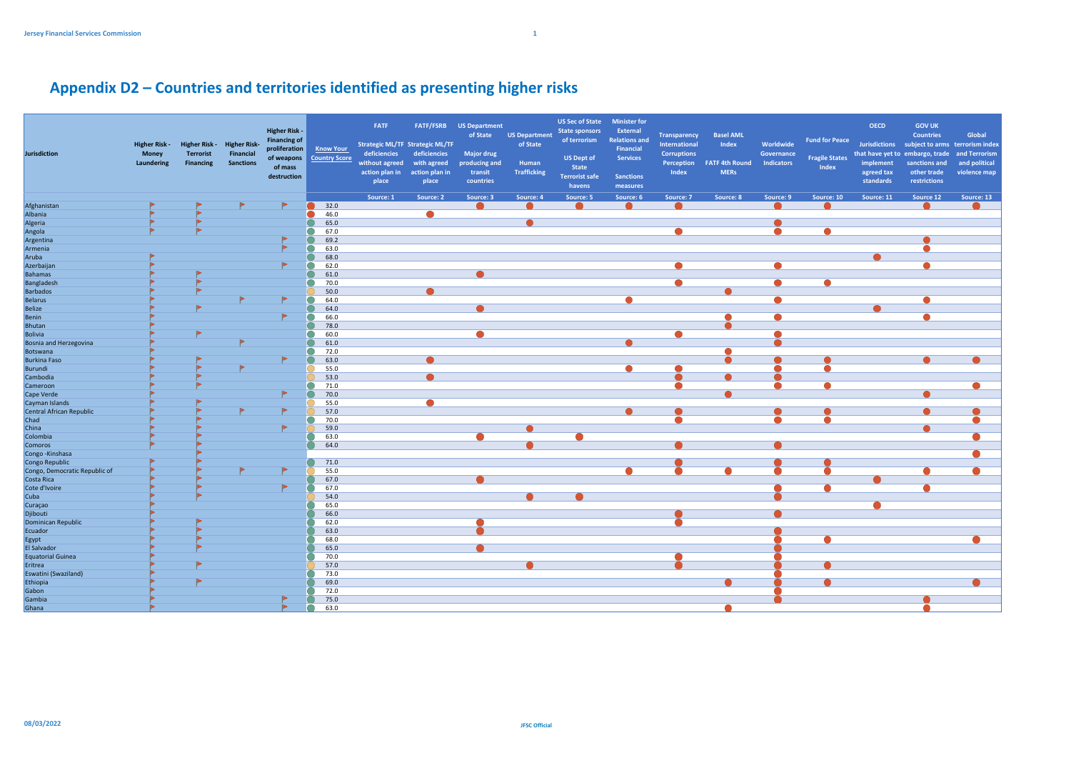| Jurisdiction | Higher Risk - Money Laundering | Higher Risk - Terrorist Financing | Higher Risk- Financial Sanctions | Higher Risk - Financing of proliferation of weapons of mass destruction | Know Your Country Score | FATF Strategic ML/TF deficiencies without agreed action plan in place | FATF/FSRB Strategic ML/TF deficiencies with agreed action plan in place | US Department of State Major drug producing and transit countries | US Department of State Human Trafficking | US Sec of State State sponsors of terrorism US Dept of State Terrorist safe havens | Minister for External Relations and Financial Services Sanctions measures | Transparency International Corruptions Perception Index | Basel AML Index FATF 4th Round MERs | Worldwide Governance Indicators | Fund for Peace Fragile States Index | OECD Jurisdictions that have yet to implement agreed tax standards | GOV UK Countries subject to arms embargo, trade sanctions and other trade restrictions | Global terrorism index and political violence map |
|---|---|---|---|---|---|---|---|---|---|---|---|---|---|---|---|---|---|---|
| | | | | | | Source: 1 | Source: 2 | Source: 3 | Source: 4 | Source: 5 | Source: 6 | Source: 7 | Source: 8 | Source: 9 | Source: 10 | Source: 11 | Source 12 | Source: 13 |
| Afghanistan | ⚑ | ⚑ | ⚑ | ⚑ | 32.0 | | | ● | ● | ● | ● | ● | | ● | ● | | ● | ● |
| Albania | ⚑ | ⚑ | | | 46.0 | | ● | | | | | | | | | | | |
| Algeria | ⚑ | ⚑ | | | 65.0 | | | | ● | | | | | ● | | | | |
| Angola | ⚑ | ⚑ | | | 67.0 | | | | | | | ● | | ● | ● | | | |
| Argentina | | | | ⚑ | 69.2 | | | | | | | | | | | | ● | |
| Armenia | | | | ⚑ | 63.0 | | | | | | | | | | | | ● | |
| Aruba | ⚑ | | | | 68.0 | | | | | | | | | | | ● | | |
| Azerbaijan | ⚑ | | | ⚑ | 62.0 | | | | | | | ● | | ● | | | ● | |
| Bahamas | ⚑ | ⚑ | | | 61.0 | | | ● | | | | | | | | | | |
| Bangladesh | ⚑ | ⚑ | | | 70.0 | | | | | | | ● | | ● | ● | | | |
| Barbados | ⚑ | ⚑ | | | 50.0 | | ● | | | | | | ● | | | | | |
| Belarus | ⚑ | | ⚑ | ⚑ | 64.0 | | | | | | ● | | | ● | | | ● | |
| Belize | ⚑ | ⚑ | | | 64.0 | | | ● | | | | | | | | ● | | |
| Benin | ⚑ | | | ⚑ | 66.0 | | | | | | | | ● | ● | | | ● | |
| Bhutan | ⚑ | | | | 78.0 | | | | | | | | ● | | | | | |
| Bolivia | ⚑ | ⚑ | | | 60.0 | | | ● | | | | ● | | ● | | | | |
| Bosnia and Herzegovina | ⚑ | | ⚑ | | 61.0 | | | | | | ● | | | ● | | | | |
| Botswana | ⚑ | | | | 72.0 | | | | | | | | ● | | | | | |
| Burkina Faso | ⚑ | ⚑ | | ⚑ | 63.0 | | ● | | | | | | ● | ● | ● | | ● | ● |
| Burundi | ⚑ | ⚑ | ⚑ | | 55.0 | | | | | | ● | ● | | ● | ● | | | |
| Cambodia | ⚑ | ⚑ | | | 53.0 | | ● | | | | | ● | ● | ● | | | | |
| Cameroon | ⚑ | ⚑ | | | 71.0 | | | | | | | ● | | ● | ● | | | ● |
| Cape Verde | ⚑ | | | ⚑ | 70.0 | | | | | | | | ● | | | | ● | |
| Cayman Islands | ⚑ | ⚑ | | | 55.0 | | ● | | | | | | | | | | | |
| Central African Republic | ⚑ | ⚑ | ⚑ | ⚑ | 57.0 | | | | | | ● | ● | | ● | ● | | ● | ● |
| Chad | ⚑ | ⚑ | | | 70.0 | | | | | | | ● | | ● | ● | | | ● |
| China | ⚑ | ⚑ | | ⚑ | 59.0 | | | | ● | | | | | | | | ● | |
| Colombia | ⚑ | ⚑ | | | 63.0 | | | ● | | ● | | | | | | | | ● |
| Comoros | ⚑ | ⚑ | | | 64.0 | | | | ● | | | ● | | ● | | | | |
| Congo -Kinshasa | | ⚑ | | | | | | | | | | | | | | | | ● |
| Congo Republic | ⚑ | ⚑ | | | 71.0 | | | | | | | ● | | ● | ● | | | |
| Congo, Democratic Republic of | ⚑ | ⚑ | ⚑ | ⚑ | 55.0 | | | | | | ● | ● | ● | ● | ● | | ● | ● |
| Costa Rica | ⚑ | ⚑ | | | 67.0 | | | ● | | | | | | | | ● | | |
| Cote d'Ivoire | ⚑ | ⚑ | | ⚑ | 67.0 | | | | | | | | | ● | ● | | ● | |
| Cuba | ⚑ | ⚑ | | | 54.0 | | | | ● | ● | | | | ● | | | | |
| Curaçao | ⚑ | | | | 65.0 | | | | | | | | | | | ● | | |
| Djibouti | ⚑ | | | | 66.0 | | | | | | | ● | | ● | | | | |
| Dominican Republic | ⚑ | ⚑ | | | 62.0 | | | ● | | | | ● | | | | | | |
| Ecuador | ⚑ | ⚑ | | | 63.0 | | | ● | | | | | | ● | | | | |
| Egypt | ⚑ | ⚑ | | | 68.0 | | | | | | | | | ● | ● | | | ● |
| El Salvador | ⚑ | ⚑ | | | 65.0 | | | ● | | | | | | ● | | | | |
| Equatorial Guinea | ⚑ | | | | 70.0 | | | | | | | ● | | ● | | | | |
| Eritrea | ⚑ | ⚑ | | | 57.0 | | | | ● | | | ● | | ● | ● | | | |
| Eswatini (Swaziland) | ⚑ | | | | 73.0 | | | | | | | | | ● | | | | |
| Ethiopia | ⚑ | ⚑ | | | 69.0 | | | | | | | | ● | ● | ● | | | ● |
| Gabon | ⚑ | | | | 72.0 | | | | | | | | | ● | | | | |
| Gambia | ⚑ | | | ⚑ | 75.0 | | | | | | | | | ● | | | ● | |
| Ghana | ⚑ | | | ⚑ | 63.0 | | | | | | | | ● | | | | ● | |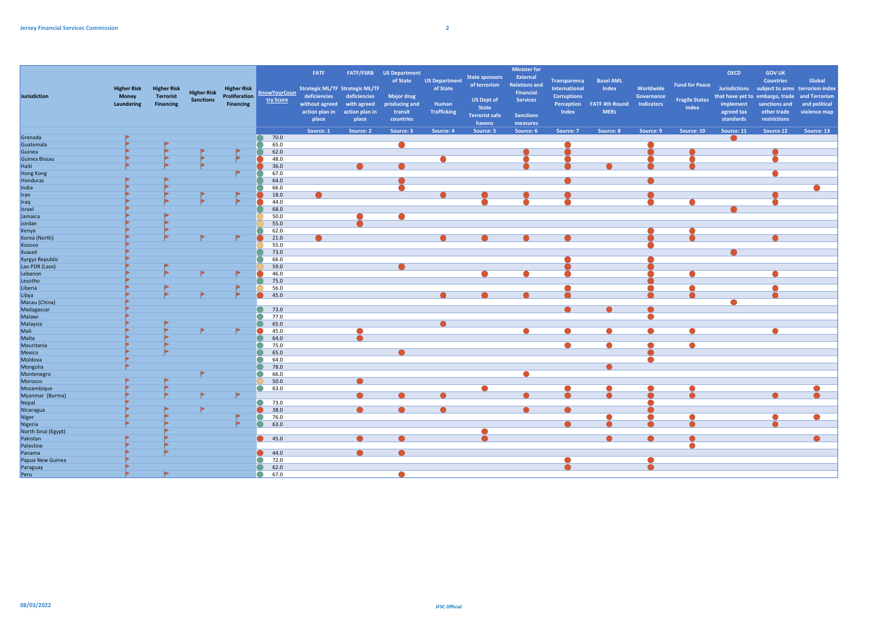| Jurisdiction | Higher Risk Money Laundering | Higher Risk Terrorist Financing | Higher Risk Sanctions | Higher Risk Proliferation Financing | KnowYourCountry Score | FATF Strategic ML/TF deficiencies without agreed action plan in place | FATF/FSRB Strategic ML/TF deficiencies with agreed action plan in place | US Department of State Major drug producing and transit countries | US Department of State Human Trafficking | State sponsors of terrorism US Dept of State Terrorist safe havens | Minister for External Relations and Financial Services Sanctions measures | Transparency International Corruptions Perception Index | Basel AML Index FATF 4th Round MERs | Worldwide Governance Indicators | Fund for Peace Fragile States Index | OECD Jurisdictions that have yet to implement agreed tax standards | GOV UK Countries subject to arms embargo, trade sanctions and other trade restrictions | Global terrorism index and political violence map |
|---|---|---|---|---|---|---|---|---|---|---|---|---|---|---|---|---|---|---|
| | | | | | | Source: 1 | Source: 2 | Source: 3 | Source: 4 | Source: 5 | Source: 6 | Source: 7 | Source: 8 | Source: 9 | Source: 10 | Source: 11 | Source 12 | Source: 13 |
| Grenada | ⚑ | | | | 70.0 | | | | | | | | | | | ● | | |
| Guatemala | | ⚑ | | | 65.0 | | | ● | | | | ● | | ● | | | | |
| Guinea | ⚑ | ⚑ | ⚑ | ⚑ | 62.0 | | | | | | ● | ● | | ● | ● | | ● | |
| Guinea Bissau | ⚑ | ⚑ | ⚑ | ⚑ | 48.0 | | | | ● | | ● | ● | | ● | ● | | ● | |
| Haiti | ⚑ | ⚑ | ⚑ | | 36.0 | | ● | ● | | | ● | ● | ● | ● | ● | | | |
| Hong Kong | | | | ⚑ | 67.0 | | | | | | | | | | | | ● | |
| Honduras | ⚑ | ⚑ | | | 64.0 | | | ● | | | | ● | | ● | | | | |
| India | ⚑ | ⚑ | | | 66.0 | | | ● | | | | | | | | | | ● |
| Iran | ⚑ | ⚑ | ⚑ | ⚑ | 18.0 | ● | | | ● | ● | ● | ● | | ● | | | ● | |
| Iraq | ⚑ | ⚑ | ⚑ | ⚑ | 44.0 | | | | | ● | ● | ● | | ● | ● | | ● | |
| Israel | ⚑ | | | | 68.0 | | | | | | | | | | | ● | | |
| Jamaica | ⚑ | ⚑ | | | 50.0 | | ● | ● | | | | | | | | | | |
| Jordan | ⚑ | ⚑ | | | 55.0 | | ● | | | | | | | | | | | |
| Kenya | ⚑ | ⚑ | | | 62.0 | | | | | | | | | ● | ● | | | |
| Korea (North) | ⚑ | ⚑ | ⚑ | ⚑ | 21.0 | ● | | | ● | ● | ● | ● | | ● | ● | | ● | |
| Kosovo | ⚑ | | | | 55.0 | | | | | | | | | ● | | | | |
| Kuwait | ⚑ | | | | 73.0 | | | | | | | | | | | ● | | |
| Kyrgyz Republic | ⚑ | | | | 66.0 | | | | | | | ● | | ● | | | | |
| Lao PDR (Laos) | ⚑ | ⚑ | | | 59.0 | | | ● | | | | ● | | ● | | | | |
| Lebanon | ⚑ | ⚑ | ⚑ | ⚑ | 46.0 | | | | | ● | ● | ● | | ● | ● | | ● | |
| Lesotho | ⚑ | | | | 75.0 | | | | | | | | | ● | | | | |
| Liberia | ⚑ | ⚑ | | ⚑ | 56.0 | | | | | | | ● | | ● | ● | | ● | |
| Libya | ⚑ | ⚑ | ⚑ | ⚑ | 45.0 | | | | ● | ● | ● | ● | | ● | ● | | ● | |
| Macau (China) | ⚑ | | | | | | | | | | | | | | | ● | | |
| Madagascar | ⚑ | | | | 73.0 | | | | | | | ● | ● | ● | | | | |
| Malawi | ⚑ | | | | 77.0 | | | | | | | | | ● | | | | |
| Malaysia | ⚑ | ⚑ | | | 65.0 | | | | ● | | | | | | | | | |
| Mali | ⚑ | ⚑ | ⚑ | ⚑ | 45.0 | | ● | | | | ● | ● | ● | ● | ● | | ● | |
| Malta | ⚑ | ⚑ | | | 64.0 | | ● | | | | | | | | | | | |
| Mauritania | ⚑ | ⚑ | | | 75.0 | | | | | | | ● | ● | ● | ● | | | |
| Mexico | ⚑ | ⚑ | | | 65.0 | | | ● | | | | | | ● | | | | |
| Moldova | ⚑ | | | | 64.0 | | | | | | | | | ● | | | | |
| Mongolia | ⚑ | | | | 78.0 | | | | | | | | ● | | | | | |
| Montenegro | | | ⚑ | | 66.0 | | | | | | ● | | | | | | | |
| Morocco | ⚑ | ⚑ | | | 50.0 | | ● | | | | | | | | | | | |
| Mozambique | ⚑ | ⚑ | | | 63.0 | | | | | ● | | ● | ● | ● | ● | | | ● |
| Myanmar (Burma) | ⚑ | ⚑ | ⚑ | ⚑ | | | ● | ● | ● | | ● | ● | ● | ● | ● | | ● | ● |
| Nepal | ⚑ | | | | 73.0 | | | | | | | | | ● | | | | |
| Nicaragua | ⚑ | ⚑ | ⚑ | | 38.0 | | ● | ● | ● | | ● | ● | | ● | | | | |
| Niger | ⚑ | ⚑ | | ⚑ | 76.0 | | | | | | | | ● | ● | ● | | ● | ● |
| Nigeria | ⚑ | ⚑ | | ⚑ | 63.0 | | | | | | | ● | ● | ● | ● | | ● | |
| North Sinai (Egypt) | | ⚑ | | | | | | | | ● | | | | | | | | |
| Pakistan | ⚑ | ⚑ | | | 45.0 | | ● | ● | | ● | | | ● | ● | ● | | | ● |
| Palestine | ⚑ | ⚑ | | | | | | | | | | | | | ● | | | |
| Panama | ⚑ | ⚑ | | | 44.0 | | ● | ● | | | | | | | | | | |
| Papua New Guinea | ⚑ | | | | 72.0 | | | | | | | ● | | ● | | | | |
| Paraguay | ⚑ | | | | 62.0 | | | | | | | ● | | ● | | | | |
| Peru | ⚑ | ⚑ | | | 67.0 | | | ● | | | | | | | | | | |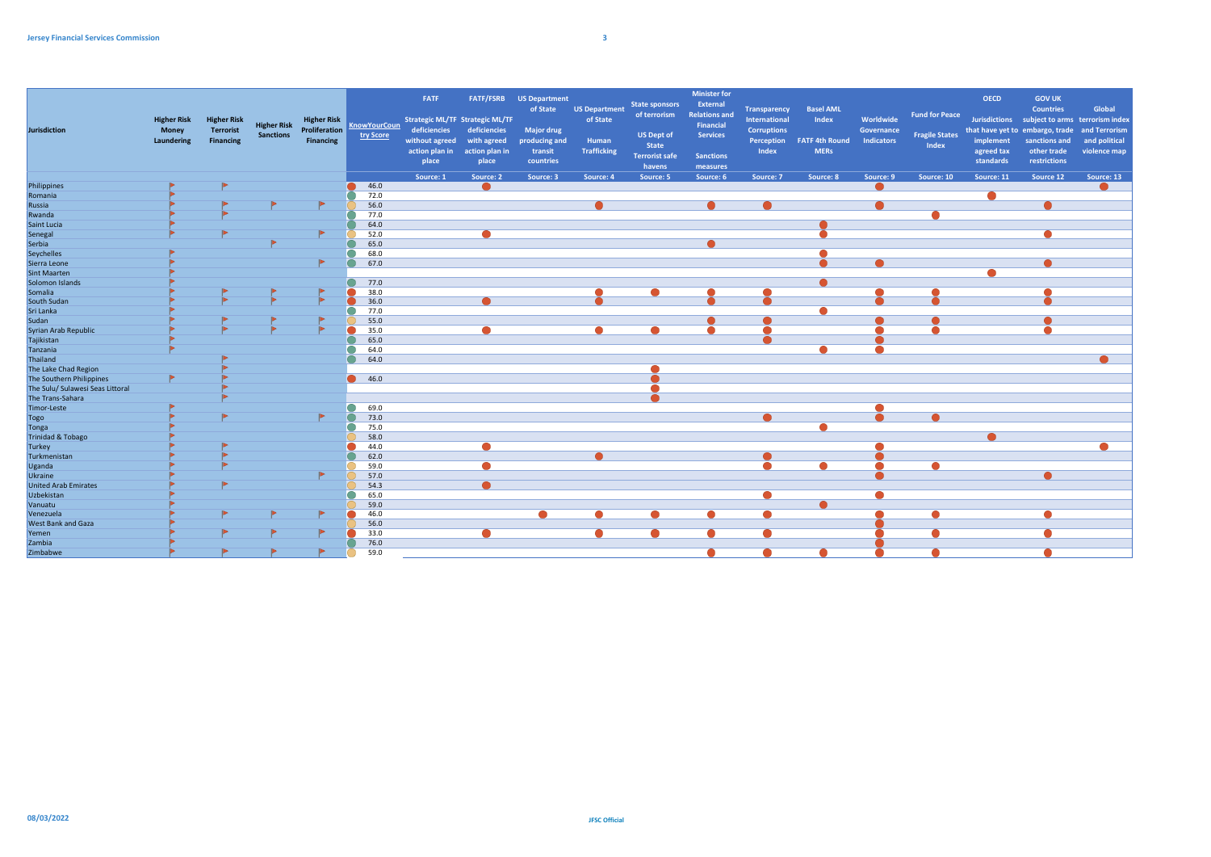| Jurisdiction | Higher Risk Money Laundering | Higher Risk Terrorist Financing | Higher Risk Sanctions | Higher Risk Proliferation Financing | KnowYourCountry Score | FATF Strategic ML/TF deficiencies without agreed action plan in place | FATF/FSRB Strategic ML/TF deficiencies with agreed action plan in place | US Department of State Major drug producing and transit countries | US Department of State Human Trafficking | State sponsors of terrorism US Dept of State Terrorist safe havens | Minister for External Relations and Financial Services Sanctions measures | Transparency International Corruptions Perception Index | Basel AML Index FATF 4th Round MERs | Worldwide Governance Indicators | Fund for Peace Fragile States Index | OECD Jurisdictions that have yet to implement agreed tax standards | GOV UK Countries subject to arms embargo, trade sanctions and other trade restrictions | Global terrorism index and Terrorism and political violence map |
|---|---|---|---|---|---|---|---|---|---|---|---|---|---|---|---|---|---|---|
| | | | | | | Source: 1 | Source: 2 | Source: 3 | Source: 4 | Source: 5 | Source: 6 | Source: 7 | Source: 8 | Source: 9 | Source: 10 | Source: 11 | Source 12 | Source: 13 |
| Philippines | ⚑ | ⚑ | | | 46.0 | | ● | | | | | | | ● | | | | ● |
| Romania | ⚑ | | | | 72.0 | | | | | | | | | | | ● | | |
| Russia | ⚑ | ⚑ | ⚑ | ⚑ | 56.0 | | | | ● | | ● | ● | | ● | | | ● | |
| Rwanda | ⚑ | ⚑ | | | 77.0 | | | | | | | | | | ● | | | |
| Saint Lucia | ⚑ | | | | 64.0 | | | | | | | | ● | | | | | |
| Senegal | ⚑ | ⚑ | | ⚑ | 52.0 | | ● | | | | | | ● | | | | ● | |
| Serbia | | | ⚑ | | 65.0 | | | | | | ● | | | | | | | |
| Seychelles | ⚑ | | | | 68.0 | | | | | | | | ● | | | | | |
| Sierra Leone | ⚑ | | | ⚑ | 67.0 | | | | | | | | ● | ● | | | ● | |
| Sint Maarten | ⚑ | | | | | | | | | | | | | | | ● | | |
| Solomon Islands | ⚑ | | | | 77.0 | | | | | | | | ● | | | | | |
| Somalia | ⚑ | ⚑ | ⚑ | ⚑ | 38.0 | | | | ● | ● | ● | ● | | ● | ● | | ● | |
| South Sudan | ⚑ | ⚑ | ⚑ | ⚑ | 36.0 | | ● | | ● | | ● | ● | | ● | ● | | ● | |
| Sri Lanka | ⚑ | | | | 77.0 | | | | | | | | ● | | | | | |
| Sudan | ⚑ | ⚑ | ⚑ | ⚑ | 55.0 | | | | | | ● | ● | | ● | ● | | ● | |
| Syrian Arab Republic | ⚑ | ⚑ | ⚑ | ⚑ | 35.0 | | ● | | ● | ● | ● | ● | | ● | ● | | ● | |
| Tajikistan | ⚑ | | | | 65.0 | | | | | | | ● | | ● | | | | |
| Tanzania | ⚑ | | | | 64.0 | | | | | | | | ● | ● | | | | |
| Thailand | | ⚑ | | | 64.0 | | | | | | | | | | | | | ● |
| The Lake Chad Region | | ⚑ | | | | | | | | ● | | | | | | | | |
| The Southern Philippines | ⚑ | ⚑ | | | 46.0 | | | | | ● | | | | | | | | |
| The Sulu/ Sulawesi Seas Littoral | | ⚑ | | | | | | | | ● | | | | | | | | |
| The Trans-Sahara | | ⚑ | | | | | | | | ● | | | | | | | | |
| Timor-Leste | ⚑ | | | | 69.0 | | | | | | | | | ● | | | | |
| Togo | ⚑ | ⚑ | | ⚑ | 73.0 | | | | | | | ● | | ● | ● | | | |
| Tonga | ⚑ | | | | 75.0 | | | | | | | | ● | | | | | |
| Trinidad & Tobago | ⚑ | | | | 58.0 | | | | | | | | | | | ● | | |
| Turkey | ⚑ | ⚑ | | | 44.0 | | ● | | | | | | | ● | | | | ● |
| Turkmenistan | ⚑ | ⚑ | | | 62.0 | | | | ● | | | ● | | ● | | | | |
| Uganda | ⚑ | ⚑ | | | 59.0 | | ● | | | | | ● | ● | ● | ● | | | |
| Ukraine | ⚑ | | | ⚑ | 57.0 | | | | | | | | | ● | | | ● | |
| United Arab Emirates | ⚑ | ⚑ | | | 54.3 | | ● | | | | | | | | | | | |
| Uzbekistan | ⚑ | | | | 65.0 | | | | | | | ● | | ● | | | | |
| Vanuatu | ⚑ | | | | 59.0 | | | | | | | | ● | | | | | |
| Venezuela | ⚑ | ⚑ | ⚑ | ⚑ | 46.0 | | | ● | ● | ● | ● | ● | | ● | ● | | ● | |
| West Bank and Gaza | ⚑ | | | | 56.0 | | | | | | | | | ● | | | | |
| Yemen | ⚑ | ⚑ | ⚑ | ⚑ | 33.0 | | ● | | ● | ● | ● | ● | | ● | ● | | ● | |
| Zambia | ⚑ | | | | 76.0 | | | | | | | | | ● | | | | |
| Zimbabwe | ⚑ | ⚑ | ⚑ | ⚑ | 59.0 | | | | | | ● | ● | ● | ● | ● | | ● | |